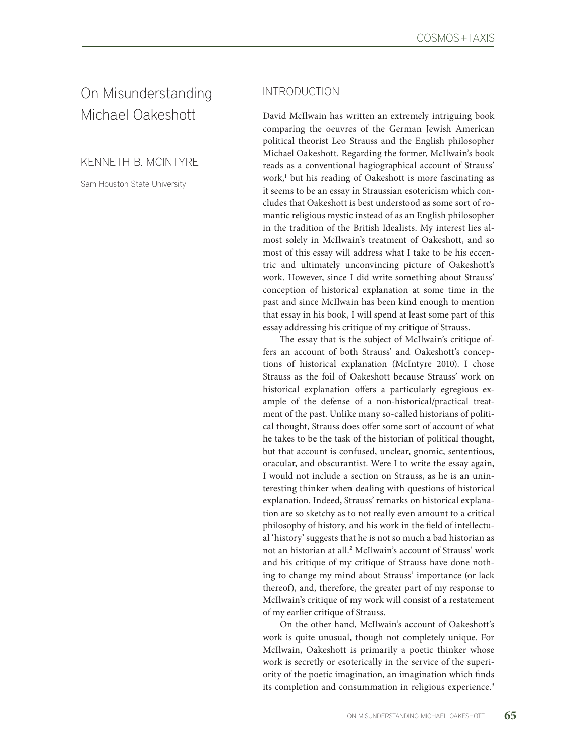# On Misunderstanding Michael Oakeshott

KENNETH B. MCINTYRE

Sam Houston State University

## INTRODUCTION

David McIlwain has written an extremely intriguing book comparing the oeuvres of the German Jewish American political theorist Leo Strauss and the English philosopher Michael Oakeshott. Regarding the former, McIlwain's book reads as a conventional hagiographical account of Strauss' work,[1] but his reading of Oakeshott is more fascinating as it seems to be an essay in Straussian esotericism which concludes that Oakeshott is best understood as some sort of romantic religious mystic instead of as an English philosopher in the tradition of the British Idealists. My interest lies almost solely in McIlwain's treatment of Oakeshott, and so most of this essay will address what I take to be his eccentric and ultimately unconvincing picture of Oakeshott's work. However, since I did write something about Strauss' conception of historical explanation at some time in the past and since McIlwain has been kind enough to mention that essay in his book, I will spend at least some part of this essay addressing his critique of my critique of Strauss.

The essay that is the subject of McIlwain's critique offers an account of both Strauss' and Oakeshott's conceptions of historical explanation (McIntyre 2010). I chose Strauss as the foil of Oakeshott because Strauss' work on historical explanation offers a particularly egregious example of the defense of a non-historical/practical treatment of the past. Unlike many so-called historians of political thought, Strauss does offer some sort of account of what he takes to be the task of the historian of political thought, but that account is confused, unclear, gnomic, sententious, oracular, and obscurantist. Were I to write the essay again, I would not include a section on Strauss, as he is an uninteresting thinker when dealing with questions of historical explanation. Indeed, Strauss' remarks on historical explanation are so sketchy as to not really even amount to a critical philosophy of history, and his work in the field of intellectual 'history' suggests that he is not so much a bad historian as not an historian at all.[2] McIlwain's account of Strauss' work and his critique of my critique of Strauss have done nothing to change my mind about Strauss' importance (or lack thereof), and, therefore, the greater part of my response to McIlwain's critique of my work will consist of a restatement of my earlier critique of Strauss.

On the other hand, McIlwain's account of Oakeshott's work is quite unusual, though not completely unique. For McIlwain, Oakeshott is primarily a poetic thinker whose work is secretly or esoterically in the service of the superiority of the poetic imagination, an imagination which finds its completion and consummation in religious experience.[3]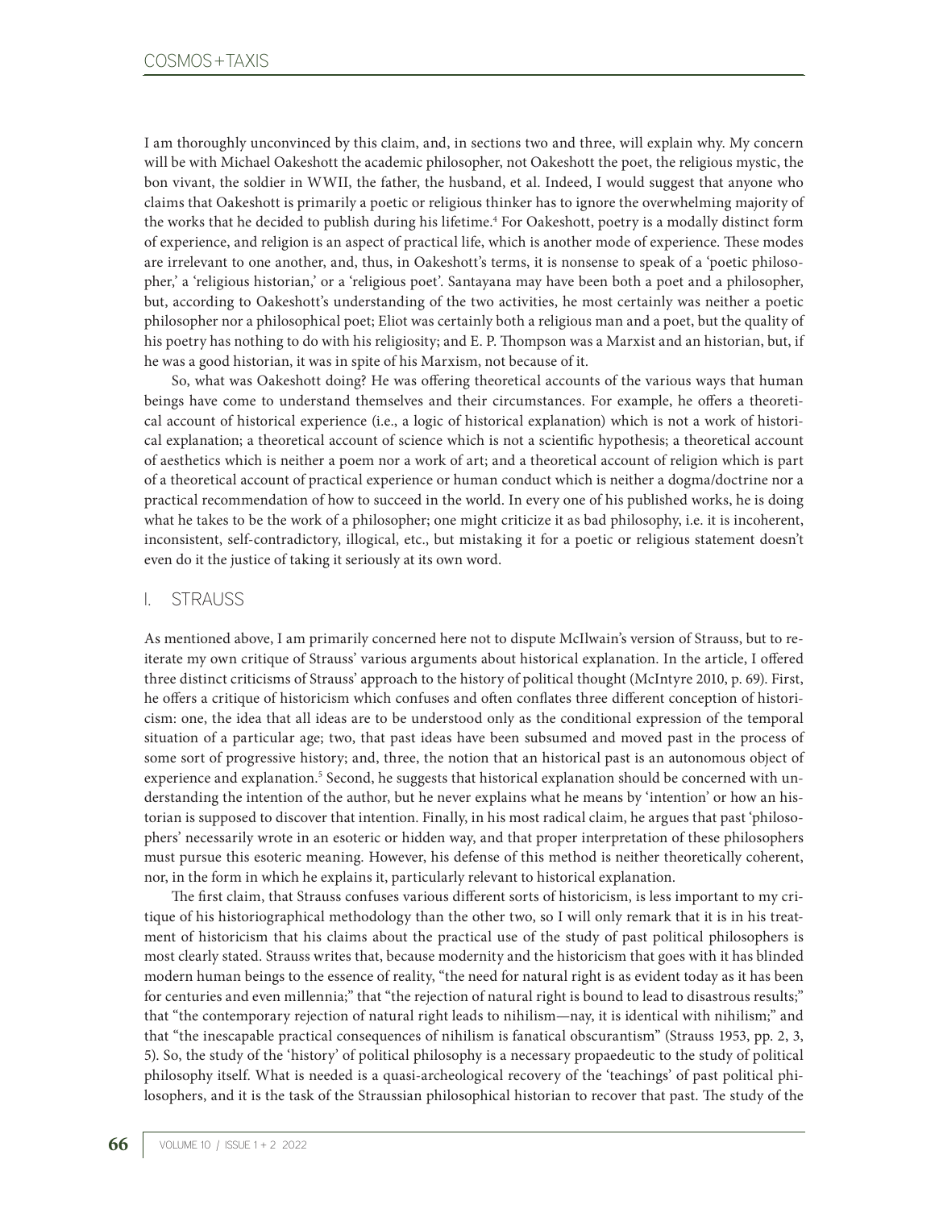I am thoroughly unconvinced by this claim, and, in sections two and three, will explain why. My concern will be with Michael Oakeshott the academic philosopher, not Oakeshott the poet, the religious mystic, the bon vivant, the soldier in WWII, the father, the husband, et al. Indeed, I would suggest that anyone who claims that Oakeshott is primarily a poetic or religious thinker has to ignore the overwhelming majority of the works that he decided to publish during his lifetime.[4] For Oakeshott, poetry is a modally distinct form of experience, and religion is an aspect of practical life, which is another mode of experience. These modes are irrelevant to one another, and, thus, in Oakeshott's terms, it is nonsense to speak of a 'poetic philosopher,' a 'religious historian,' or a 'religious poet'. Santayana may have been both a poet and a philosopher, but, according to Oakeshott's understanding of the two activities, he most certainly was neither a poetic philosopher nor a philosophical poet; Eliot was certainly both a religious man and a poet, but the quality of his poetry has nothing to do with his religiosity; and E. P. Thompson was a Marxist and an historian, but, if he was a good historian, it was in spite of his Marxism, not because of it.

So, what was Oakeshott doing? He was offering theoretical accounts of the various ways that human beings have come to understand themselves and their circumstances. For example, he offers a theoretical account of historical experience (i.e., a logic of historical explanation) which is not a work of historical explanation; a theoretical account of science which is not a scientific hypothesis; a theoretical account of aesthetics which is neither a poem nor a work of art; and a theoretical account of religion which is part of a theoretical account of practical experience or human conduct which is neither a dogma/doctrine nor a practical recommendation of how to succeed in the world. In every one of his published works, he is doing what he takes to be the work of a philosopher; one might criticize it as bad philosophy, i.e. it is incoherent, inconsistent, self-contradictory, illogical, etc., but mistaking it for a poetic or religious statement doesn't even do it the justice of taking it seriously at its own word.

## I. STRAUSS

As mentioned above, I am primarily concerned here not to dispute McIlwain's version of Strauss, but to reiterate my own critique of Strauss' various arguments about historical explanation. In the article, I offered three distinct criticisms of Strauss' approach to the history of political thought (McIntyre 2010, p. 69). First, he offers a critique of historicism which confuses and often conflates three different conception of historicism: one, the idea that all ideas are to be understood only as the conditional expression of the temporal situation of a particular age; two, that past ideas have been subsumed and moved past in the process of some sort of progressive history; and, three, the notion that an historical past is an autonomous object of experience and explanation.[5] Second, he suggests that historical explanation should be concerned with understanding the intention of the author, but he never explains what he means by 'intention' or how an historian is supposed to discover that intention. Finally, in his most radical claim, he argues that past 'philosophers' necessarily wrote in an esoteric or hidden way, and that proper interpretation of these philosophers must pursue this esoteric meaning. However, his defense of this method is neither theoretically coherent, nor, in the form in which he explains it, particularly relevant to historical explanation.

The first claim, that Strauss confuses various different sorts of historicism, is less important to my critique of his historiographical methodology than the other two, so I will only remark that it is in his treatment of historicism that his claims about the practical use of the study of past political philosophers is most clearly stated. Strauss writes that, because modernity and the historicism that goes with it has blinded modern human beings to the essence of reality, "the need for natural right is as evident today as it has been for centuries and even millennia;" that "the rejection of natural right is bound to lead to disastrous results;" that "the contemporary rejection of natural right leads to nihilism—nay, it is identical with nihilism;" and that "the inescapable practical consequences of nihilism is fanatical obscurantism" (Strauss 1953, pp. 2, 3, 5). So, the study of the 'history' of political philosophy is a necessary propaedeutic to the study of political philosophy itself. What is needed is a quasi-archeological recovery of the 'teachings' of past political philosophers, and it is the task of the Straussian philosophical historian to recover that past. The study of the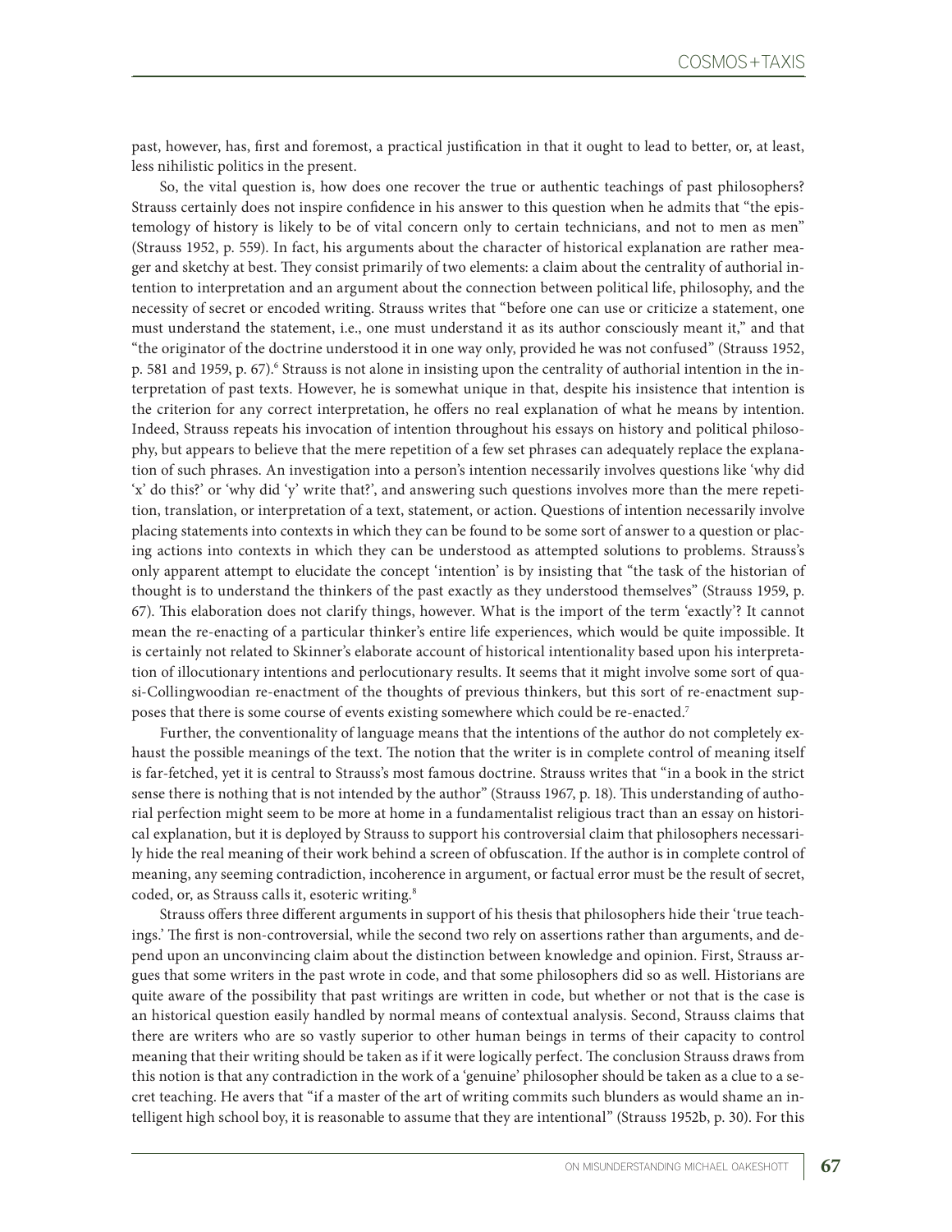past, however, has, first and foremost, a practical justification in that it ought to lead to better, or, at least, less nihilistic politics in the present.

So, the vital question is, how does one recover the true or authentic teachings of past philosophers? Strauss certainly does not inspire confidence in his answer to this question when he admits that "the epistemology of history is likely to be of vital concern only to certain technicians, and not to men as men" (Strauss 1952, p. 559). In fact, his arguments about the character of historical explanation are rather meager and sketchy at best. They consist primarily of two elements: a claim about the centrality of authorial intention to interpretation and an argument about the connection between political life, philosophy, and the necessity of secret or encoded writing. Strauss writes that "before one can use or criticize a statement, one must understand the statement, i.e., one must understand it as its author consciously meant it," and that "the originator of the doctrine understood it in one way only, provided he was not confused" (Strauss 1952, p. 581 and 1959, p. 67).[6] Strauss is not alone in insisting upon the centrality of authorial intention in the interpretation of past texts. However, he is somewhat unique in that, despite his insistence that intention is the criterion for any correct interpretation, he offers no real explanation of what he means by intention. Indeed, Strauss repeats his invocation of intention throughout his essays on history and political philosophy, but appears to believe that the mere repetition of a few set phrases can adequately replace the explanation of such phrases. An investigation into a person's intention necessarily involves questions like 'why did 'x' do this?' or 'why did 'y' write that?', and answering such questions involves more than the mere repetition, translation, or interpretation of a text, statement, or action. Questions of intention necessarily involve placing statements into contexts in which they can be found to be some sort of answer to a question or placing actions into contexts in which they can be understood as attempted solutions to problems. Strauss's only apparent attempt to elucidate the concept 'intention' is by insisting that "the task of the historian of thought is to understand the thinkers of the past exactly as they understood themselves" (Strauss 1959, p. 67). This elaboration does not clarify things, however. What is the import of the term 'exactly'? It cannot mean the re-enacting of a particular thinker's entire life experiences, which would be quite impossible. It is certainly not related to Skinner's elaborate account of historical intentionality based upon his interpretation of illocutionary intentions and perlocutionary results. It seems that it might involve some sort of quasi-Collingwoodian re-enactment of the thoughts of previous thinkers, but this sort of re-enactment supposes that there is some course of events existing somewhere which could be re-enacted.[7]

Further, the conventionality of language means that the intentions of the author do not completely exhaust the possible meanings of the text. The notion that the writer is in complete control of meaning itself is far-fetched, yet it is central to Strauss's most famous doctrine. Strauss writes that "in a book in the strict sense there is nothing that is not intended by the author" (Strauss 1967, p. 18). This understanding of authorial perfection might seem to be more at home in a fundamentalist religious tract than an essay on historical explanation, but it is deployed by Strauss to support his controversial claim that philosophers necessarily hide the real meaning of their work behind a screen of obfuscation. If the author is in complete control of meaning, any seeming contradiction, incoherence in argument, or factual error must be the result of secret, coded, or, as Strauss calls it, esoteric writing.[8]

Strauss offers three different arguments in support of his thesis that philosophers hide their 'true teachings.' The first is non-controversial, while the second two rely on assertions rather than arguments, and depend upon an unconvincing claim about the distinction between knowledge and opinion. First, Strauss argues that some writers in the past wrote in code, and that some philosophers did so as well. Historians are quite aware of the possibility that past writings are written in code, but whether or not that is the case is an historical question easily handled by normal means of contextual analysis. Second, Strauss claims that there are writers who are so vastly superior to other human beings in terms of their capacity to control meaning that their writing should be taken as if it were logically perfect. The conclusion Strauss draws from this notion is that any contradiction in the work of a 'genuine' philosopher should be taken as a clue to a secret teaching. He avers that "if a master of the art of writing commits such blunders as would shame an intelligent high school boy, it is reasonable to assume that they are intentional" (Strauss 1952b, p. 30). For this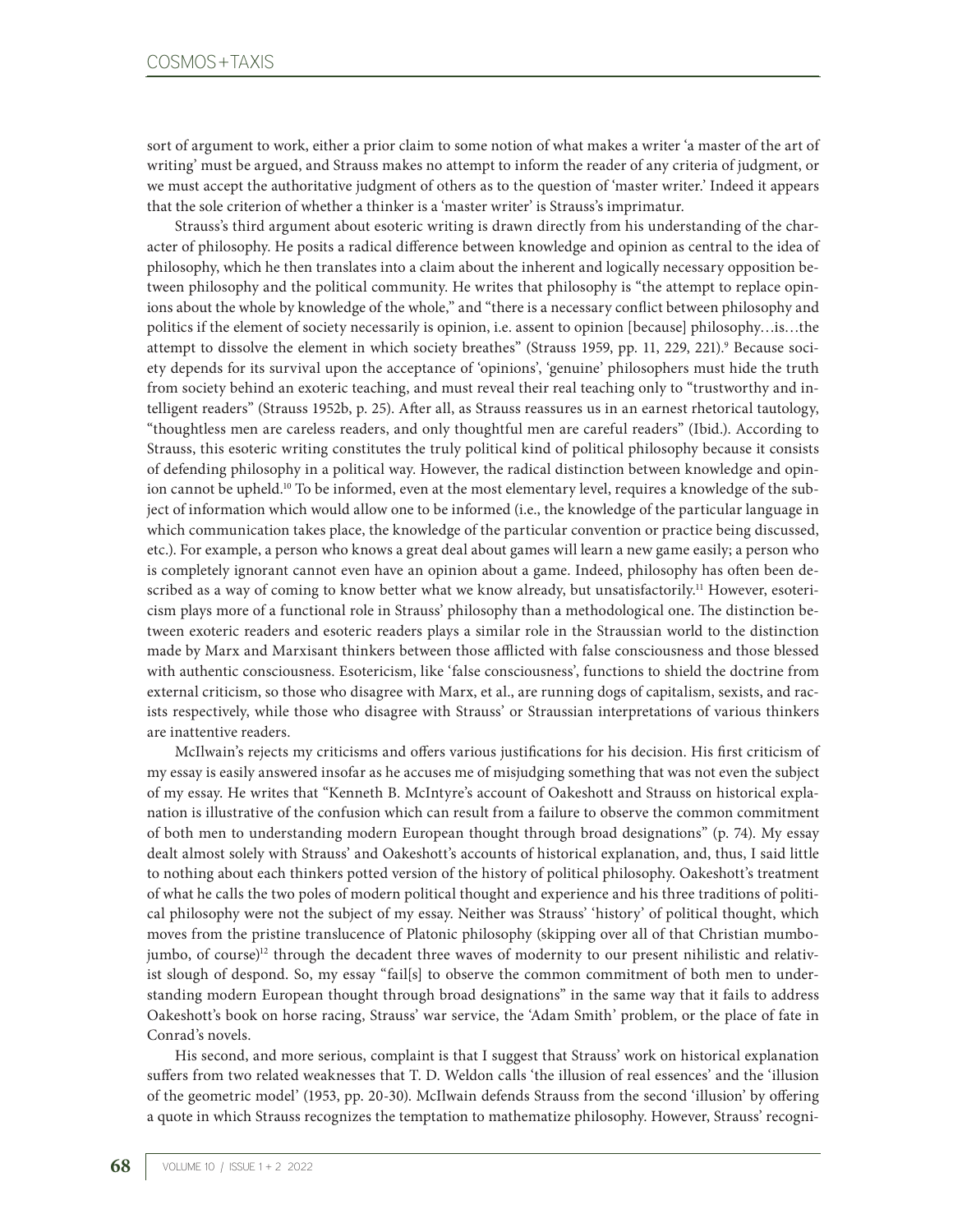sort of argument to work, either a prior claim to some notion of what makes a writer 'a master of the art of writing' must be argued, and Strauss makes no attempt to inform the reader of any criteria of judgment, or we must accept the authoritative judgment of others as to the question of 'master writer.' Indeed it appears that the sole criterion of whether a thinker is a 'master writer' is Strauss's imprimatur.

Strauss's third argument about esoteric writing is drawn directly from his understanding of the character of philosophy. He posits a radical difference between knowledge and opinion as central to the idea of philosophy, which he then translates into a claim about the inherent and logically necessary opposition between philosophy and the political community. He writes that philosophy is "the attempt to replace opinions about the whole by knowledge of the whole," and "there is a necessary conflict between philosophy and politics if the element of society necessarily is opinion, i.e. assent to opinion [because] philosophy…is…the attempt to dissolve the element in which society breathes" (Strauss 1959, pp. 11, 229, 221).[9] Because society depends for its survival upon the acceptance of 'opinions', 'genuine' philosophers must hide the truth from society behind an exoteric teaching, and must reveal their real teaching only to "trustworthy and intelligent readers" (Strauss 1952b, p. 25). After all, as Strauss reassures us in an earnest rhetorical tautology, "thoughtless men are careless readers, and only thoughtful men are careful readers" (Ibid.). According to Strauss, this esoteric writing constitutes the truly political kind of political philosophy because it consists of defending philosophy in a political way. However, the radical distinction between knowledge and opinion cannot be upheld.[10] To be informed, even at the most elementary level, requires a knowledge of the subject of information which would allow one to be informed (i.e., the knowledge of the particular language in which communication takes place, the knowledge of the particular convention or practice being discussed, etc.). For example, a person who knows a great deal about games will learn a new game easily; a person who is completely ignorant cannot even have an opinion about a game. Indeed, philosophy has often been described as a way of coming to know better what we know already, but unsatisfactorily.[11] However, esotericism plays more of a functional role in Strauss' philosophy than a methodological one. The distinction between exoteric readers and esoteric readers plays a similar role in the Straussian world to the distinction made by Marx and Marxisant thinkers between those afflicted with false consciousness and those blessed with authentic consciousness. Esotericism, like 'false consciousness', functions to shield the doctrine from external criticism, so those who disagree with Marx, et al., are running dogs of capitalism, sexists, and racists respectively, while those who disagree with Strauss' or Straussian interpretations of various thinkers are inattentive readers.

McIlwain's rejects my criticisms and offers various justifications for his decision. His first criticism of my essay is easily answered insofar as he accuses me of misjudging something that was not even the subject of my essay. He writes that "Kenneth B. McIntyre's account of Oakeshott and Strauss on historical explanation is illustrative of the confusion which can result from a failure to observe the common commitment of both men to understanding modern European thought through broad designations" (p. 74). My essay dealt almost solely with Strauss' and Oakeshott's accounts of historical explanation, and, thus, I said little to nothing about each thinkers potted version of the history of political philosophy. Oakeshott's treatment of what he calls the two poles of modern political thought and experience and his three traditions of political philosophy were not the subject of my essay. Neither was Strauss' 'history' of political thought, which moves from the pristine translucence of Platonic philosophy (skipping over all of that Christian mumbo-jumbo, of course)[12] through the decadent three waves of modernity to our present nihilistic and relativist slough of despond. So, my essay "fail[s] to observe the common commitment of both men to understanding modern European thought through broad designations" in the same way that it fails to address Oakeshott's book on horse racing, Strauss' war service, the 'Adam Smith' problem, or the place of fate in Conrad's novels.

His second, and more serious, complaint is that I suggest that Strauss' work on historical explanation suffers from two related weaknesses that T. D. Weldon calls 'the illusion of real essences' and the 'illusion of the geometric model' (1953, pp. 20-30). McIlwain defends Strauss from the second 'illusion' by offering a quote in which Strauss recognizes the temptation to mathematize philosophy. However, Strauss' recogni-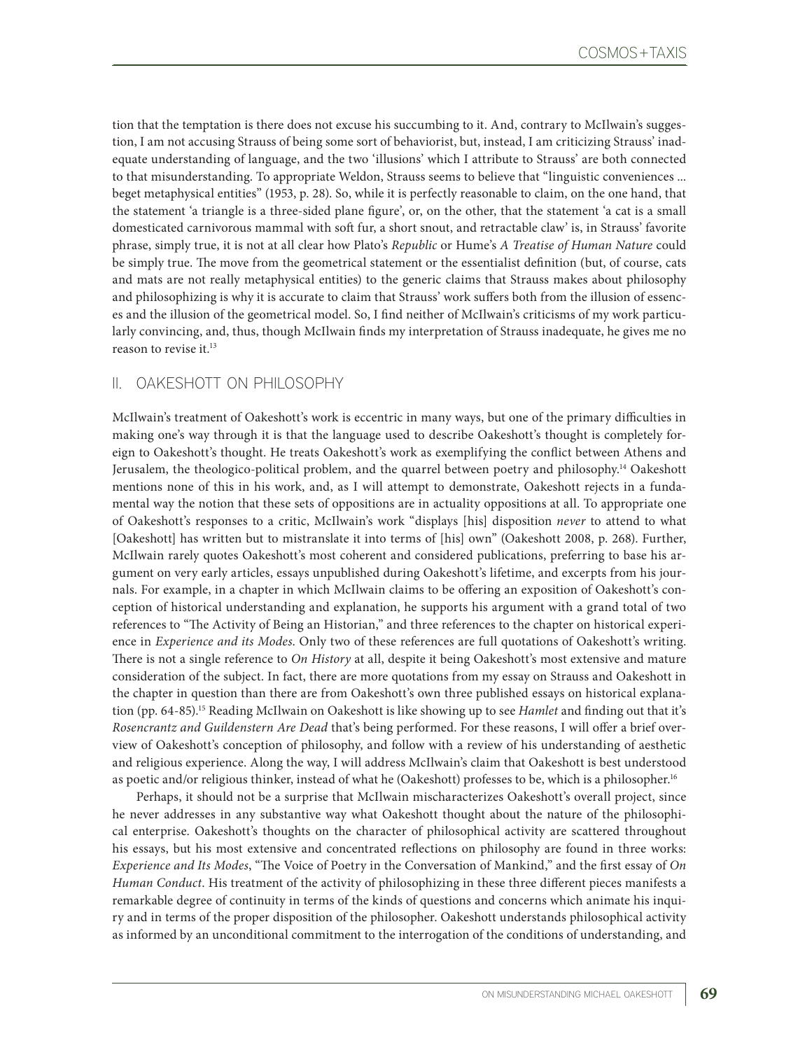tion that the temptation is there does not excuse his succumbing to it. And, contrary to McIlwain's suggestion, I am not accusing Strauss of being some sort of behaviorist, but, instead, I am criticizing Strauss' inadequate understanding of language, and the two 'illusions' which I attribute to Strauss' are both connected to that misunderstanding. To appropriate Weldon, Strauss seems to believe that "linguistic conveniences ... beget metaphysical entities" (1953, p. 28). So, while it is perfectly reasonable to claim, on the one hand, that the statement 'a triangle is a three-sided plane figure', or, on the other, that the statement 'a cat is a small domesticated carnivorous mammal with soft fur, a short snout, and retractable claw' is, in Strauss' favorite phrase, simply true, it is not at all clear how Plato's *Republic* or Hume's *A Treatise of Human Nature* could be simply true. The move from the geometrical statement or the essentialist definition (but, of course, cats and mats are not really metaphysical entities) to the generic claims that Strauss makes about philosophy and philosophizing is why it is accurate to claim that Strauss' work suffers both from the illusion of essences and the illusion of the geometrical model. So, I find neither of McIlwain's criticisms of my work particularly convincing, and, thus, though McIlwain finds my interpretation of Strauss inadequate, he gives me no reason to revise it.[13]

## II. OAKESHOTT ON PHILOSOPHY

McIlwain's treatment of Oakeshott's work is eccentric in many ways, but one of the primary difficulties in making one's way through it is that the language used to describe Oakeshott's thought is completely foreign to Oakeshott's thought. He treats Oakeshott's work as exemplifying the conflict between Athens and Jerusalem, the theologico-political problem, and the quarrel between poetry and philosophy.[14] Oakeshott mentions none of this in his work, and, as I will attempt to demonstrate, Oakeshott rejects in a fundamental way the notion that these sets of oppositions are in actuality oppositions at all. To appropriate one of Oakeshott's responses to a critic, McIlwain's work "displays [his] disposition *never* to attend to what [Oakeshott] has written but to mistranslate it into terms of [his] own" (Oakeshott 2008, p. 268). Further, McIlwain rarely quotes Oakeshott's most coherent and considered publications, preferring to base his argument on very early articles, essays unpublished during Oakeshott's lifetime, and excerpts from his journals. For example, in a chapter in which McIlwain claims to be offering an exposition of Oakeshott's conception of historical understanding and explanation, he supports his argument with a grand total of two references to "The Activity of Being an Historian," and three references to the chapter on historical experience in *Experience and its Modes*. Only two of these references are full quotations of Oakeshott's writing. There is not a single reference to *On History* at all, despite it being Oakeshott's most extensive and mature consideration of the subject. In fact, there are more quotations from my essay on Strauss and Oakeshott in the chapter in question than there are from Oakeshott's own three published essays on historical explanation (pp. 64-85).[15] Reading McIlwain on Oakeshott is like showing up to see *Hamlet* and finding out that it's *Rosencrantz and Guildenstern Are Dead* that's being performed. For these reasons, I will offer a brief overview of Oakeshott's conception of philosophy, and follow with a review of his understanding of aesthetic and religious experience. Along the way, I will address McIlwain's claim that Oakeshott is best understood as poetic and/or religious thinker, instead of what he (Oakeshott) professes to be, which is a philosopher.[16]

Perhaps, it should not be a surprise that McIlwain mischaracterizes Oakeshott's overall project, since he never addresses in any substantive way what Oakeshott thought about the nature of the philosophical enterprise. Oakeshott's thoughts on the character of philosophical activity are scattered throughout his essays, but his most extensive and concentrated reflections on philosophy are found in three works: *Experience and Its Modes*, "The Voice of Poetry in the Conversation of Mankind," and the first essay of *On Human Conduct*. His treatment of the activity of philosophizing in these three different pieces manifests a remarkable degree of continuity in terms of the kinds of questions and concerns which animate his inquiry and in terms of the proper disposition of the philosopher. Oakeshott understands philosophical activity as informed by an unconditional commitment to the interrogation of the conditions of understanding, and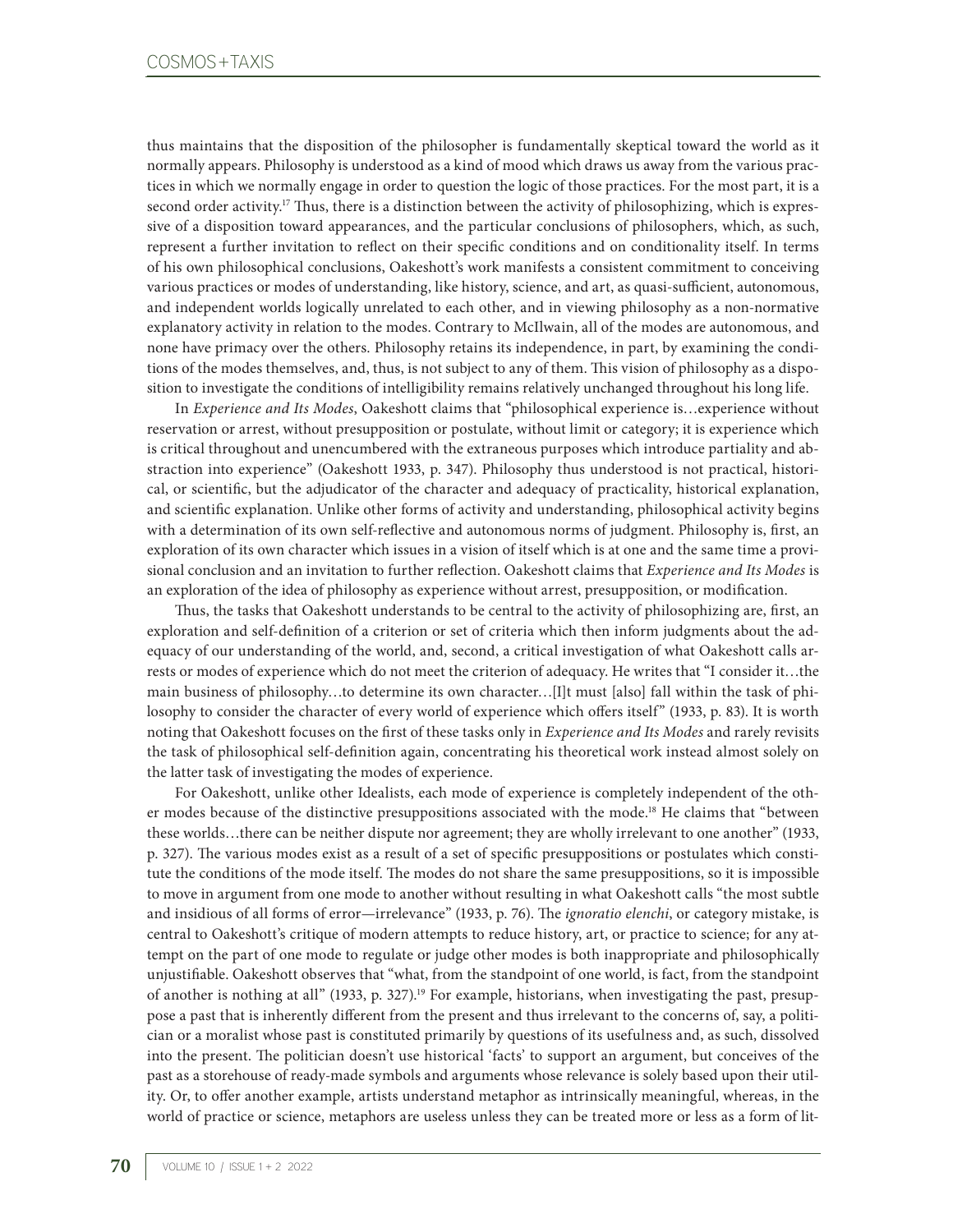thus maintains that the disposition of the philosopher is fundamentally skeptical toward the world as it normally appears. Philosophy is understood as a kind of mood which draws us away from the various practices in which we normally engage in order to question the logic of those practices. For the most part, it is a second order activity.[17] Thus, there is a distinction between the activity of philosophizing, which is expressive of a disposition toward appearances, and the particular conclusions of philosophers, which, as such, represent a further invitation to reflect on their specific conditions and on conditionality itself. In terms of his own philosophical conclusions, Oakeshott's work manifests a consistent commitment to conceiving various practices or modes of understanding, like history, science, and art, as quasi-sufficient, autonomous, and independent worlds logically unrelated to each other, and in viewing philosophy as a non-normative explanatory activity in relation to the modes. Contrary to McIlwain, all of the modes are autonomous, and none have primacy over the others. Philosophy retains its independence, in part, by examining the conditions of the modes themselves, and, thus, is not subject to any of them. This vision of philosophy as a disposition to investigate the conditions of intelligibility remains relatively unchanged throughout his long life.

In *Experience and Its Modes*, Oakeshott claims that "philosophical experience is…experience without reservation or arrest, without presupposition or postulate, without limit or category; it is experience which is critical throughout and unencumbered with the extraneous purposes which introduce partiality and abstraction into experience" (Oakeshott 1933, p. 347). Philosophy thus understood is not practical, historical, or scientific, but the adjudicator of the character and adequacy of practicality, historical explanation, and scientific explanation. Unlike other forms of activity and understanding, philosophical activity begins with a determination of its own self-reflective and autonomous norms of judgment. Philosophy is, first, an exploration of its own character which issues in a vision of itself which is at one and the same time a provisional conclusion and an invitation to further reflection. Oakeshott claims that *Experience and Its Modes* is an exploration of the idea of philosophy as experience without arrest, presupposition, or modification.

Thus, the tasks that Oakeshott understands to be central to the activity of philosophizing are, first, an exploration and self-definition of a criterion or set of criteria which then inform judgments about the adequacy of our understanding of the world, and, second, a critical investigation of what Oakeshott calls arrests or modes of experience which do not meet the criterion of adequacy. He writes that "I consider it…the main business of philosophy…to determine its own character…[I]t must [also] fall within the task of philosophy to consider the character of every world of experience which offers itself" (1933, p. 83). It is worth noting that Oakeshott focuses on the first of these tasks only in *Experience and Its Modes* and rarely revisits the task of philosophical self-definition again, concentrating his theoretical work instead almost solely on the latter task of investigating the modes of experience.

For Oakeshott, unlike other Idealists, each mode of experience is completely independent of the other modes because of the distinctive presuppositions associated with the mode.[18] He claims that "between these worlds…there can be neither dispute nor agreement; they are wholly irrelevant to one another" (1933, p. 327). The various modes exist as a result of a set of specific presuppositions or postulates which constitute the conditions of the mode itself. The modes do not share the same presuppositions, so it is impossible to move in argument from one mode to another without resulting in what Oakeshott calls "the most subtle and insidious of all forms of error—irrelevance" (1933, p. 76). The *ignoratio elenchi*, or category mistake, is central to Oakeshott's critique of modern attempts to reduce history, art, or practice to science; for any attempt on the part of one mode to regulate or judge other modes is both inappropriate and philosophically unjustifiable. Oakeshott observes that "what, from the standpoint of one world, is fact, from the standpoint of another is nothing at all" (1933, p. 327).[19] For example, historians, when investigating the past, presuppose a past that is inherently different from the present and thus irrelevant to the concerns of, say, a politician or a moralist whose past is constituted primarily by questions of its usefulness and, as such, dissolved into the present. The politician doesn't use historical 'facts' to support an argument, but conceives of the past as a storehouse of ready-made symbols and arguments whose relevance is solely based upon their utility. Or, to offer another example, artists understand metaphor as intrinsically meaningful, whereas, in the world of practice or science, metaphors are useless unless they can be treated more or less as a form of lit-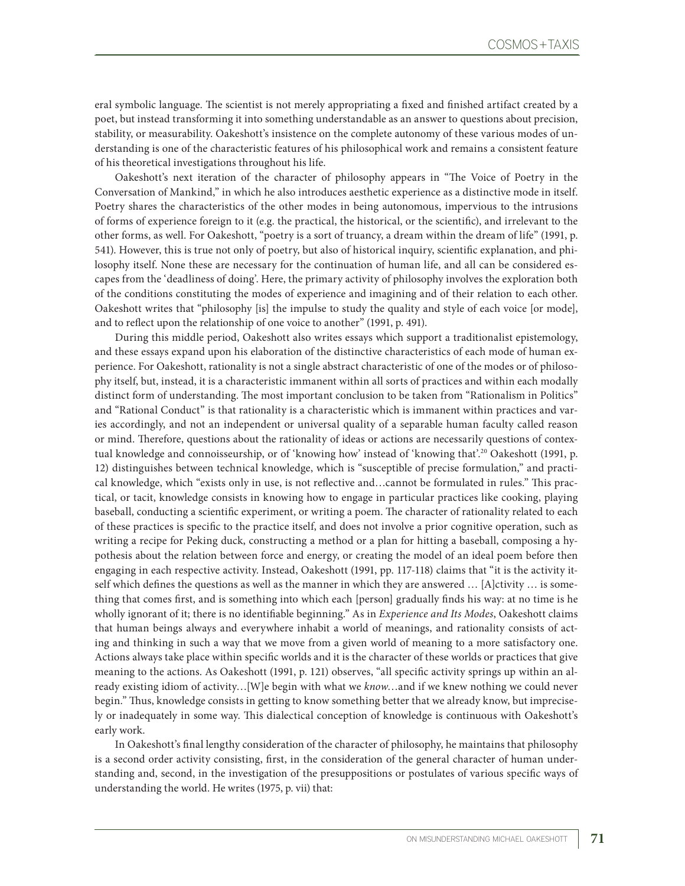eral symbolic language. The scientist is not merely appropriating a fixed and finished artifact created by a poet, but instead transforming it into something understandable as an answer to questions about precision, stability, or measurability. Oakeshott's insistence on the complete autonomy of these various modes of understanding is one of the characteristic features of his philosophical work and remains a consistent feature of his theoretical investigations throughout his life.

Oakeshott's next iteration of the character of philosophy appears in "The Voice of Poetry in the Conversation of Mankind," in which he also introduces aesthetic experience as a distinctive mode in itself. Poetry shares the characteristics of the other modes in being autonomous, impervious to the intrusions of forms of experience foreign to it (e.g. the practical, the historical, or the scientific), and irrelevant to the other forms, as well. For Oakeshott, "poetry is a sort of truancy, a dream within the dream of life" (1991, p. 541). However, this is true not only of poetry, but also of historical inquiry, scientific explanation, and philosophy itself. None these are necessary for the continuation of human life, and all can be considered escapes from the 'deadliness of doing'. Here, the primary activity of philosophy involves the exploration both of the conditions constituting the modes of experience and imagining and of their relation to each other. Oakeshott writes that "philosophy [is] the impulse to study the quality and style of each voice [or mode], and to reflect upon the relationship of one voice to another" (1991, p. 491).

During this middle period, Oakeshott also writes essays which support a traditionalist epistemology, and these essays expand upon his elaboration of the distinctive characteristics of each mode of human experience. For Oakeshott, rationality is not a single abstract characteristic of one of the modes or of philosophy itself, but, instead, it is a characteristic immanent within all sorts of practices and within each modally distinct form of understanding. The most important conclusion to be taken from "Rationalism in Politics" and "Rational Conduct" is that rationality is a characteristic which is immanent within practices and varies accordingly, and not an independent or universal quality of a separable human faculty called reason or mind. Therefore, questions about the rationality of ideas or actions are necessarily questions of contextual knowledge and connoisseurship, or of 'knowing how' instead of 'knowing that'.[20] Oakeshott (1991, p. 12) distinguishes between technical knowledge, which is "susceptible of precise formulation," and practical knowledge, which "exists only in use, is not reflective and…cannot be formulated in rules." This practical, or tacit, knowledge consists in knowing how to engage in particular practices like cooking, playing baseball, conducting a scientific experiment, or writing a poem. The character of rationality related to each of these practices is specific to the practice itself, and does not involve a prior cognitive operation, such as writing a recipe for Peking duck, constructing a method or a plan for hitting a baseball, composing a hypothesis about the relation between force and energy, or creating the model of an ideal poem before then engaging in each respective activity. Instead, Oakeshott (1991, pp. 117-118) claims that "it is the activity itself which defines the questions as well as the manner in which they are answered … [A]ctivity … is something that comes first, and is something into which each [person] gradually finds his way: at no time is he wholly ignorant of it; there is no identifiable beginning." As in *Experience and Its Modes*, Oakeshott claims that human beings always and everywhere inhabit a world of meanings, and rationality consists of acting and thinking in such a way that we move from a given world of meaning to a more satisfactory one. Actions always take place within specific worlds and it is the character of these worlds or practices that give meaning to the actions. As Oakeshott (1991, p. 121) observes, "all specific activity springs up within an already existing idiom of activity…[W]e begin with what we *know*…and if we knew nothing we could never begin." Thus, knowledge consists in getting to know something better that we already know, but imprecisely or inadequately in some way. This dialectical conception of knowledge is continuous with Oakeshott's early work.

In Oakeshott's final lengthy consideration of the character of philosophy, he maintains that philosophy is a second order activity consisting, first, in the consideration of the general character of human understanding and, second, in the investigation of the presuppositions or postulates of various specific ways of understanding the world. He writes (1975, p. vii) that: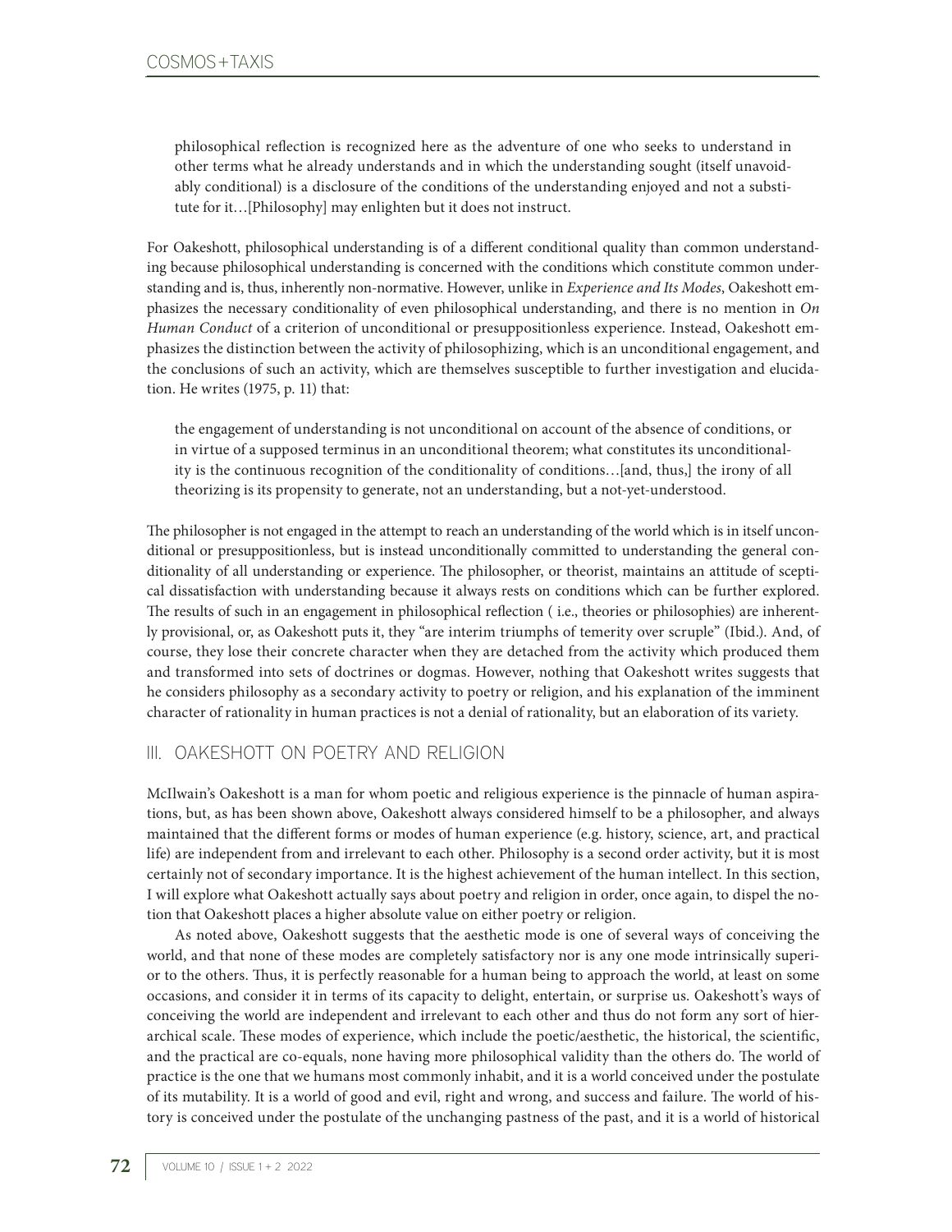> philosophical reflection is recognized here as the adventure of one who seeks to understand in other terms what he already understands and in which the understanding sought (itself unavoidably conditional) is a disclosure of the conditions of the understanding enjoyed and not a substitute for it…[Philosophy] may enlighten but it does not instruct.

For Oakeshott, philosophical understanding is of a different conditional quality than common understanding because philosophical understanding is concerned with the conditions which constitute common understanding and is, thus, inherently non-normative. However, unlike in *Experience and Its Modes*, Oakeshott emphasizes the necessary conditionality of even philosophical understanding, and there is no mention in *On Human Conduct* of a criterion of unconditional or presuppositionless experience. Instead, Oakeshott emphasizes the distinction between the activity of philosophizing, which is an unconditional engagement, and the conclusions of such an activity, which are themselves susceptible to further investigation and elucidation. He writes (1975, p. 11) that:

> the engagement of understanding is not unconditional on account of the absence of conditions, or in virtue of a supposed terminus in an unconditional theorem; what constitutes its unconditionality is the continuous recognition of the conditionality of conditions…[and, thus,] the irony of all theorizing is its propensity to generate, not an understanding, but a not-yet-understood.

The philosopher is not engaged in the attempt to reach an understanding of the world which is in itself unconditional or presuppositionless, but is instead unconditionally committed to understanding the general conditionality of all understanding or experience. The philosopher, or theorist, maintains an attitude of sceptical dissatisfaction with understanding because it always rests on conditions which can be further explored. The results of such in an engagement in philosophical reflection ( i.e., theories or philosophies) are inherently provisional, or, as Oakeshott puts it, they "are interim triumphs of temerity over scruple" (Ibid.). And, of course, they lose their concrete character when they are detached from the activity which produced them and transformed into sets of doctrines or dogmas. However, nothing that Oakeshott writes suggests that he considers philosophy as a secondary activity to poetry or religion, and his explanation of the imminent character of rationality in human practices is not a denial of rationality, but an elaboration of its variety.

## III. OAKESHOTT ON POETRY AND RELIGION

McIlwain's Oakeshott is a man for whom poetic and religious experience is the pinnacle of human aspirations, but, as has been shown above, Oakeshott always considered himself to be a philosopher, and always maintained that the different forms or modes of human experience (e.g. history, science, art, and practical life) are independent from and irrelevant to each other. Philosophy is a second order activity, but it is most certainly not of secondary importance. It is the highest achievement of the human intellect. In this section, I will explore what Oakeshott actually says about poetry and religion in order, once again, to dispel the notion that Oakeshott places a higher absolute value on either poetry or religion.

As noted above, Oakeshott suggests that the aesthetic mode is one of several ways of conceiving the world, and that none of these modes are completely satisfactory nor is any one mode intrinsically superior to the others. Thus, it is perfectly reasonable for a human being to approach the world, at least on some occasions, and consider it in terms of its capacity to delight, entertain, or surprise us. Oakeshott's ways of conceiving the world are independent and irrelevant to each other and thus do not form any sort of hierarchical scale. These modes of experience, which include the poetic/aesthetic, the historical, the scientific, and the practical are co-equals, none having more philosophical validity than the others do. The world of practice is the one that we humans most commonly inhabit, and it is a world conceived under the postulate of its mutability. It is a world of good and evil, right and wrong, and success and failure. The world of history is conceived under the postulate of the unchanging pastness of the past, and it is a world of historical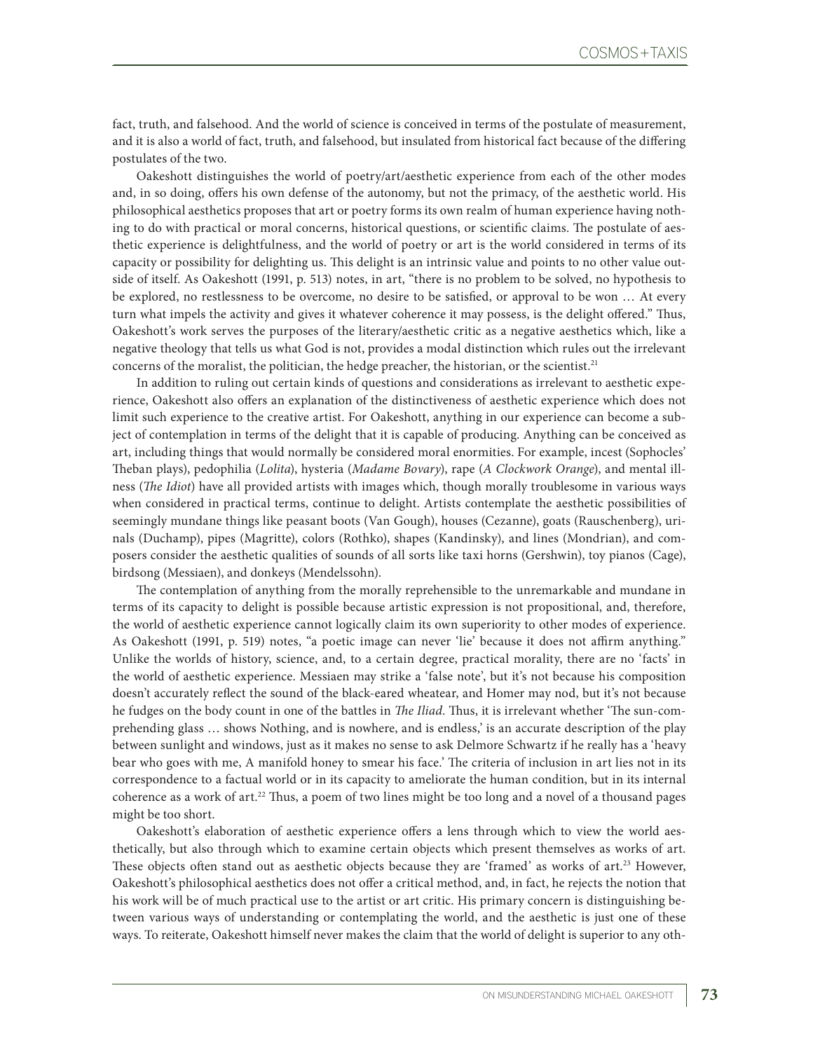fact, truth, and falsehood. And the world of science is conceived in terms of the postulate of measurement, and it is also a world of fact, truth, and falsehood, but insulated from historical fact because of the differing postulates of the two.

Oakeshott distinguishes the world of poetry/art/aesthetic experience from each of the other modes and, in so doing, offers his own defense of the autonomy, but not the primacy, of the aesthetic world. His philosophical aesthetics proposes that art or poetry forms its own realm of human experience having nothing to do with practical or moral concerns, historical questions, or scientific claims. The postulate of aesthetic experience is delightfulness, and the world of poetry or art is the world considered in terms of its capacity or possibility for delighting us. This delight is an intrinsic value and points to no other value outside of itself. As Oakeshott (1991, p. 513) notes, in art, "there is no problem to be solved, no hypothesis to be explored, no restlessness to be overcome, no desire to be satisfied, or approval to be won … At every turn what impels the activity and gives it whatever coherence it may possess, is the delight offered." Thus, Oakeshott's work serves the purposes of the literary/aesthetic critic as a negative aesthetics which, like a negative theology that tells us what God is not, provides a modal distinction which rules out the irrelevant concerns of the moralist, the politician, the hedge preacher, the historian, or the scientist.[21]

In addition to ruling out certain kinds of questions and considerations as irrelevant to aesthetic experience, Oakeshott also offers an explanation of the distinctiveness of aesthetic experience which does not limit such experience to the creative artist. For Oakeshott, anything in our experience can become a subject of contemplation in terms of the delight that it is capable of producing. Anything can be conceived as art, including things that would normally be considered moral enormities. For example, incest (Sophocles' Theban plays), pedophilia (*Lolita*), hysteria (*Madame Bovary*), rape (*A Clockwork Orange*), and mental illness (*The Idiot*) have all provided artists with images which, though morally troublesome in various ways when considered in practical terms, continue to delight. Artists contemplate the aesthetic possibilities of seemingly mundane things like peasant boots (Van Gough), houses (Cezanne), goats (Rauschenberg), urinals (Duchamp), pipes (Magritte), colors (Rothko), shapes (Kandinsky), and lines (Mondrian), and composers consider the aesthetic qualities of sounds of all sorts like taxi horns (Gershwin), toy pianos (Cage), birdsong (Messiaen), and donkeys (Mendelssohn).

The contemplation of anything from the morally reprehensible to the unremarkable and mundane in terms of its capacity to delight is possible because artistic expression is not propositional, and, therefore, the world of aesthetic experience cannot logically claim its own superiority to other modes of experience. As Oakeshott (1991, p. 519) notes, "a poetic image can never 'lie' because it does not affirm anything." Unlike the worlds of history, science, and, to a certain degree, practical morality, there are no 'facts' in the world of aesthetic experience. Messiaen may strike a 'false note', but it's not because his composition doesn't accurately reflect the sound of the black-eared wheatear, and Homer may nod, but it's not because he fudges on the body count in one of the battles in *The Iliad*. Thus, it is irrelevant whether 'The sun-comprehending glass … shows Nothing, and is nowhere, and is endless,' is an accurate description of the play between sunlight and windows, just as it makes no sense to ask Delmore Schwartz if he really has a 'heavy bear who goes with me, A manifold honey to smear his face.' The criteria of inclusion in art lies not in its correspondence to a factual world or in its capacity to ameliorate the human condition, but in its internal coherence as a work of art.[22] Thus, a poem of two lines might be too long and a novel of a thousand pages might be too short.

Oakeshott's elaboration of aesthetic experience offers a lens through which to view the world aesthetically, but also through which to examine certain objects which present themselves as works of art. These objects often stand out as aesthetic objects because they are 'framed' as works of art.[23] However, Oakeshott's philosophical aesthetics does not offer a critical method, and, in fact, he rejects the notion that his work will be of much practical use to the artist or art critic. His primary concern is distinguishing between various ways of understanding or contemplating the world, and the aesthetic is just one of these ways. To reiterate, Oakeshott himself never makes the claim that the world of delight is superior to any oth-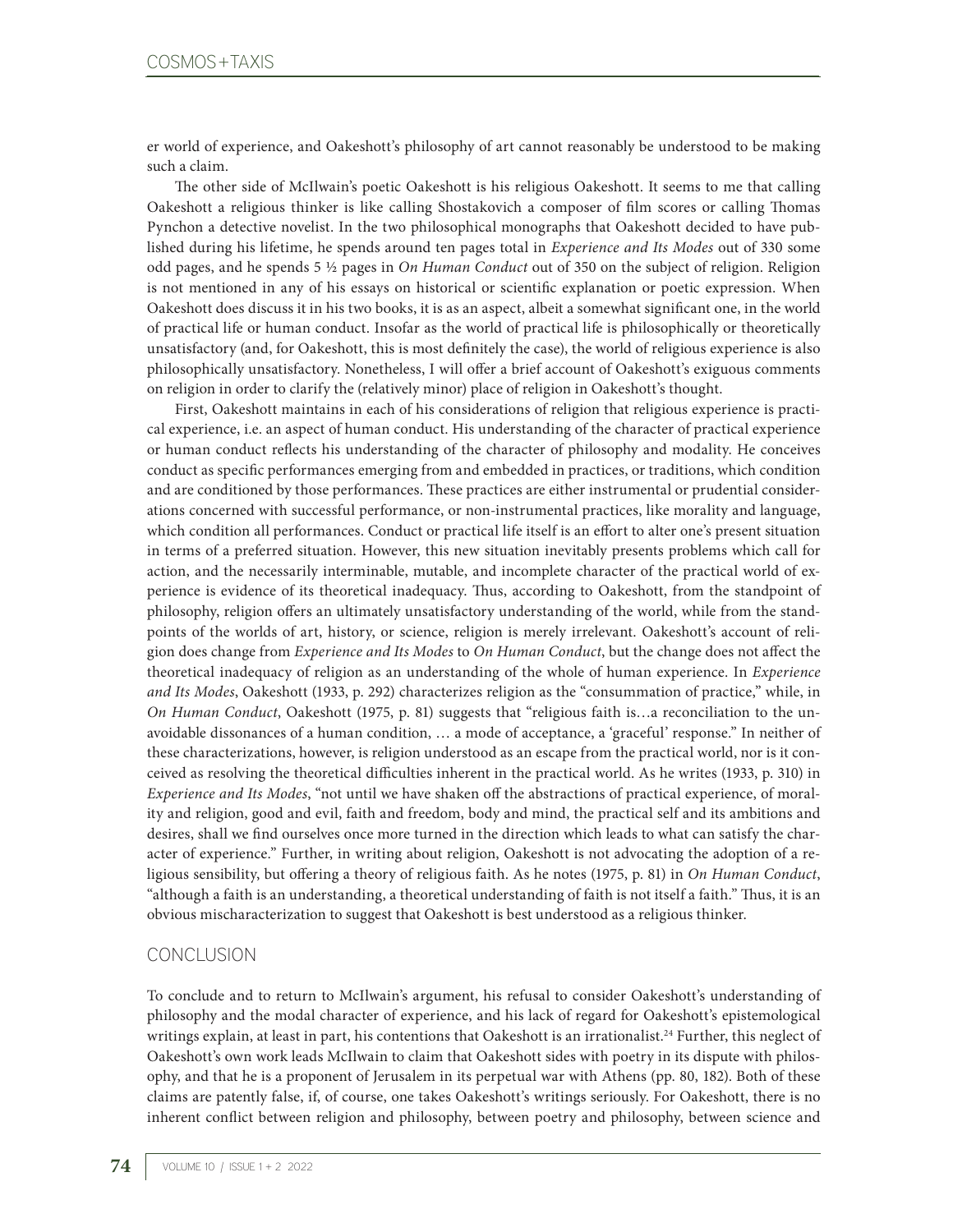er world of experience, and Oakeshott's philosophy of art cannot reasonably be understood to be making such a claim.

The other side of McIlwain's poetic Oakeshott is his religious Oakeshott. It seems to me that calling Oakeshott a religious thinker is like calling Shostakovich a composer of film scores or calling Thomas Pynchon a detective novelist. In the two philosophical monographs that Oakeshott decided to have published during his lifetime, he spends around ten pages total in *Experience and Its Modes* out of 330 some odd pages, and he spends 5 ½ pages in *On Human Conduct* out of 350 on the subject of religion. Religion is not mentioned in any of his essays on historical or scientific explanation or poetic expression. When Oakeshott does discuss it in his two books, it is as an aspect, albeit a somewhat significant one, in the world of practical life or human conduct. Insofar as the world of practical life is philosophically or theoretically unsatisfactory (and, for Oakeshott, this is most definitely the case), the world of religious experience is also philosophically unsatisfactory. Nonetheless, I will offer a brief account of Oakeshott's exiguous comments on religion in order to clarify the (relatively minor) place of religion in Oakeshott's thought.

First, Oakeshott maintains in each of his considerations of religion that religious experience is practical experience, i.e. an aspect of human conduct. His understanding of the character of practical experience or human conduct reflects his understanding of the character of philosophy and modality. He conceives conduct as specific performances emerging from and embedded in practices, or traditions, which condition and are conditioned by those performances. These practices are either instrumental or prudential considerations concerned with successful performance, or non-instrumental practices, like morality and language, which condition all performances. Conduct or practical life itself is an effort to alter one's present situation in terms of a preferred situation. However, this new situation inevitably presents problems which call for action, and the necessarily interminable, mutable, and incomplete character of the practical world of experience is evidence of its theoretical inadequacy. Thus, according to Oakeshott, from the standpoint of philosophy, religion offers an ultimately unsatisfactory understanding of the world, while from the standpoints of the worlds of art, history, or science, religion is merely irrelevant. Oakeshott's account of religion does change from *Experience and Its Modes* to *On Human Conduct*, but the change does not affect the theoretical inadequacy of religion as an understanding of the whole of human experience. In *Experience and Its Modes*, Oakeshott (1933, p. 292) characterizes religion as the "consummation of practice," while, in *On Human Conduct*, Oakeshott (1975, p. 81) suggests that "religious faith is…a reconciliation to the unavoidable dissonances of a human condition, … a mode of acceptance, a 'graceful' response." In neither of these characterizations, however, is religion understood as an escape from the practical world, nor is it conceived as resolving the theoretical difficulties inherent in the practical world. As he writes (1933, p. 310) in *Experience and Its Modes*, "not until we have shaken off the abstractions of practical experience, of morality and religion, good and evil, faith and freedom, body and mind, the practical self and its ambitions and desires, shall we find ourselves once more turned in the direction which leads to what can satisfy the character of experience." Further, in writing about religion, Oakeshott is not advocating the adoption of a religious sensibility, but offering a theory of religious faith. As he notes (1975, p. 81) in *On Human Conduct*, "although a faith is an understanding, a theoretical understanding of faith is not itself a faith." Thus, it is an obvious mischaracterization to suggest that Oakeshott is best understood as a religious thinker.

## CONCLUSION

To conclude and to return to McIlwain's argument, his refusal to consider Oakeshott's understanding of philosophy and the modal character of experience, and his lack of regard for Oakeshott's epistemological writings explain, at least in part, his contentions that Oakeshott is an irrationalist.[24] Further, this neglect of Oakeshott's own work leads McIlwain to claim that Oakeshott sides with poetry in its dispute with philosophy, and that he is a proponent of Jerusalem in its perpetual war with Athens (pp. 80, 182). Both of these claims are patently false, if, of course, one takes Oakeshott's writings seriously. For Oakeshott, there is no inherent conflict between religion and philosophy, between poetry and philosophy, between science and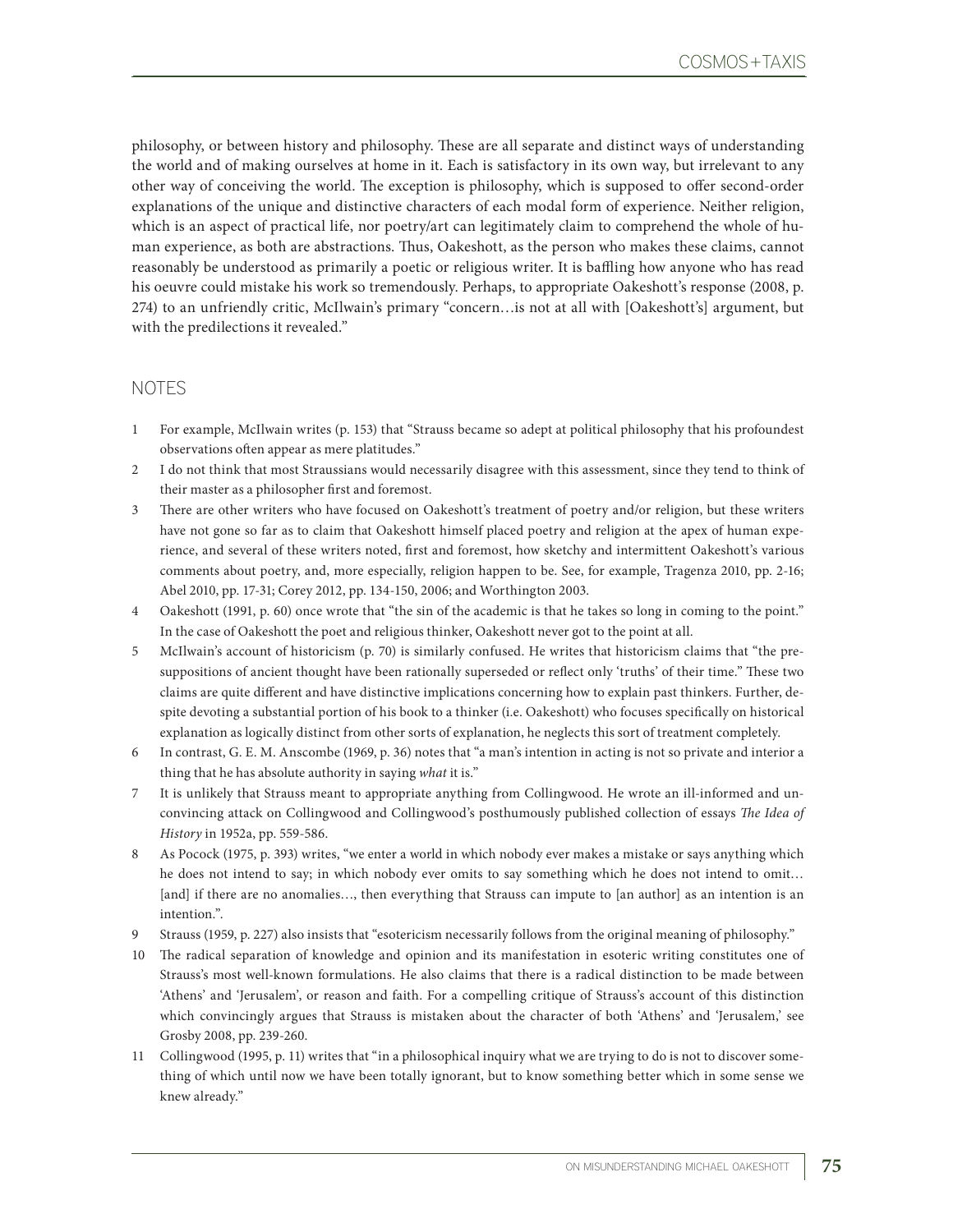philosophy, or between history and philosophy. These are all separate and distinct ways of understanding the world and of making ourselves at home in it. Each is satisfactory in its own way, but irrelevant to any other way of conceiving the world. The exception is philosophy, which is supposed to offer second-order explanations of the unique and distinctive characters of each modal form of experience. Neither religion, which is an aspect of practical life, nor poetry/art can legitimately claim to comprehend the whole of human experience, as both are abstractions. Thus, Oakeshott, as the person who makes these claims, cannot reasonably be understood as primarily a poetic or religious writer. It is baffling how anyone who has read his oeuvre could mistake his work so tremendously. Perhaps, to appropriate Oakeshott's response (2008, p. 274) to an unfriendly critic, McIlwain's primary "concern…is not at all with [Oakeshott's] argument, but with the predilections it revealed."

## NOTES

1. For example, McIlwain writes (p. 153) that "Strauss became so adept at political philosophy that his profoundest observations often appear as mere platitudes."
2. I do not think that most Straussians would necessarily disagree with this assessment, since they tend to think of their master as a philosopher first and foremost.
3. There are other writers who have focused on Oakeshott's treatment of poetry and/or religion, but these writers have not gone so far as to claim that Oakeshott himself placed poetry and religion at the apex of human experience, and several of these writers noted, first and foremost, how sketchy and intermittent Oakeshott's various comments about poetry, and, more especially, religion happen to be. See, for example, Tragenza 2010, pp. 2-16; Abel 2010, pp. 17-31; Corey 2012, pp. 134-150, 2006; and Worthington 2003.
4. Oakeshott (1991, p. 60) once wrote that "the sin of the academic is that he takes so long in coming to the point." In the case of Oakeshott the poet and religious thinker, Oakeshott never got to the point at all.
5. McIlwain's account of historicism (p. 70) is similarly confused. He writes that historicism claims that "the presuppositions of ancient thought have been rationally superseded or reflect only 'truths' of their time." These two claims are quite different and have distinctive implications concerning how to explain past thinkers. Further, despite devoting a substantial portion of his book to a thinker (i.e. Oakeshott) who focuses specifically on historical explanation as logically distinct from other sorts of explanation, he neglects this sort of treatment completely.
6. In contrast, G. E. M. Anscombe (1969, p. 36) notes that "a man's intention in acting is not so private and interior a thing that he has absolute authority in saying *what* it is."
7. It is unlikely that Strauss meant to appropriate anything from Collingwood. He wrote an ill-informed and unconvincing attack on Collingwood and Collingwood's posthumously published collection of essays *The Idea of History* in 1952a, pp. 559-586.
8. As Pocock (1975, p. 393) writes, "we enter a world in which nobody ever makes a mistake or says anything which he does not intend to say; in which nobody ever omits to say something which he does not intend to omit… [and] if there are no anomalies…, then everything that Strauss can impute to [an author] as an intention is an intention.".
9. Strauss (1959, p. 227) also insists that "esotericism necessarily follows from the original meaning of philosophy."
10. The radical separation of knowledge and opinion and its manifestation in esoteric writing constitutes one of Strauss's most well-known formulations. He also claims that there is a radical distinction to be made between 'Athens' and 'Jerusalem', or reason and faith. For a compelling critique of Strauss's account of this distinction which convincingly argues that Strauss is mistaken about the character of both 'Athens' and 'Jerusalem,' see Grosby 2008, pp. 239-260.
11. Collingwood (1995, p. 11) writes that "in a philosophical inquiry what we are trying to do is not to discover something of which until now we have been totally ignorant, but to know something better which in some sense we knew already."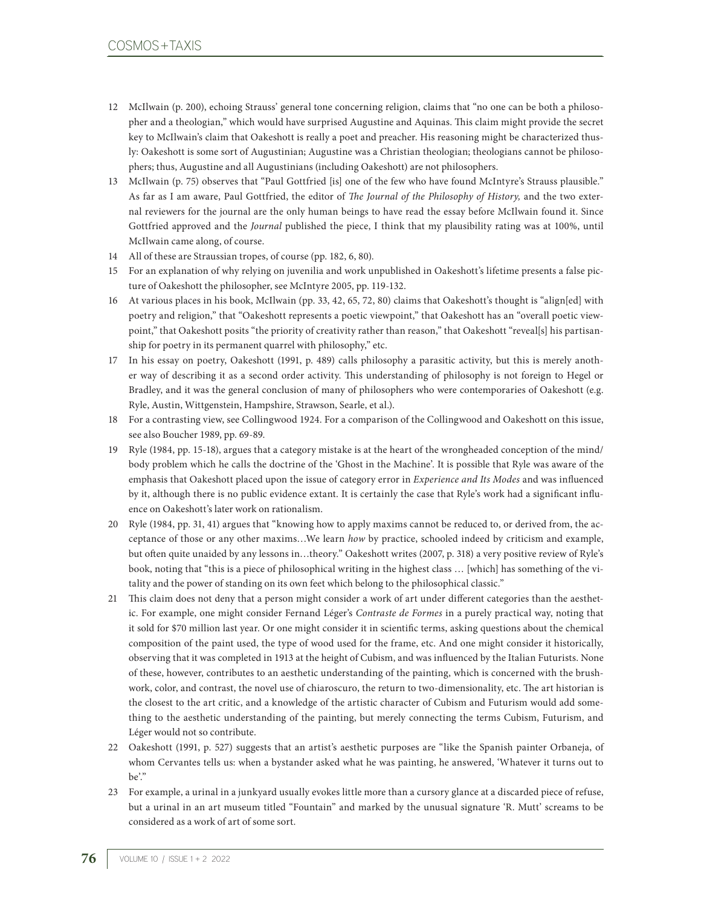12 McIlwain (p. 200), echoing Strauss' general tone concerning religion, claims that "no one can be both a philosopher and a theologian," which would have surprised Augustine and Aquinas. This claim might provide the secret key to McIlwain's claim that Oakeshott is really a poet and preacher. His reasoning might be characterized thusly: Oakeshott is some sort of Augustinian; Augustine was a Christian theologian; theologians cannot be philosophers; thus, Augustine and all Augustinians (including Oakeshott) are not philosophers.

13 McIlwain (p. 75) observes that "Paul Gottfried [is] one of the few who have found McIntyre's Strauss plausible." As far as I am aware, Paul Gottfried, the editor of *The Journal of the Philosophy of History,* and the two external reviewers for the journal are the only human beings to have read the essay before McIlwain found it. Since Gottfried approved and the *Journal* published the piece, I think that my plausibility rating was at 100%, until McIlwain came along, of course.

14 All of these are Straussian tropes, of course (pp. 182, 6, 80).

15 For an explanation of why relying on juvenilia and work unpublished in Oakeshott's lifetime presents a false picture of Oakeshott the philosopher, see McIntyre 2005, pp. 119-132.

16 At various places in his book, McIlwain (pp. 33, 42, 65, 72, 80) claims that Oakeshott's thought is "align[ed] with poetry and religion," that "Oakeshott represents a poetic viewpoint," that Oakeshott has an "overall poetic viewpoint," that Oakeshott posits "the priority of creativity rather than reason," that Oakeshott "reveal[s] his partisanship for poetry in its permanent quarrel with philosophy," etc.

17 In his essay on poetry, Oakeshott (1991, p. 489) calls philosophy a parasitic activity, but this is merely another way of describing it as a second order activity. This understanding of philosophy is not foreign to Hegel or Bradley, and it was the general conclusion of many of philosophers who were contemporaries of Oakeshott (e.g. Ryle, Austin, Wittgenstein, Hampshire, Strawson, Searle, et al.).

18 For a contrasting view, see Collingwood 1924. For a comparison of the Collingwood and Oakeshott on this issue, see also Boucher 1989, pp. 69-89.

19 Ryle (1984, pp. 15-18), argues that a category mistake is at the heart of the wrongheaded conception of the mind/body problem which he calls the doctrine of the 'Ghost in the Machine'. It is possible that Ryle was aware of the emphasis that Oakeshott placed upon the issue of category error in *Experience and Its Modes* and was influenced by it, although there is no public evidence extant. It is certainly the case that Ryle's work had a significant influence on Oakeshott's later work on rationalism.

20 Ryle (1984, pp. 31, 41) argues that "knowing how to apply maxims cannot be reduced to, or derived from, the acceptance of those or any other maxims…We learn *how* by practice, schooled indeed by criticism and example, but often quite unaided by any lessons in…theory." Oakeshott writes (2007, p. 318) a very positive review of Ryle's book, noting that "this is a piece of philosophical writing in the highest class … [which] has something of the vitality and the power of standing on its own feet which belong to the philosophical classic."

21 This claim does not deny that a person might consider a work of art under different categories than the aesthetic. For example, one might consider Fernand Léger's *Contraste de Formes* in a purely practical way, noting that it sold for $70 million last year. Or one might consider it in scientific terms, asking questions about the chemical composition of the paint used, the type of wood used for the frame, etc. And one might consider it historically, observing that it was completed in 1913 at the height of Cubism, and was influenced by the Italian Futurists. None of these, however, contributes to an aesthetic understanding of the painting, which is concerned with the brushwork, color, and contrast, the novel use of chiaroscuro, the return to two-dimensionality, etc. The art historian is the closest to the art critic, and a knowledge of the artistic character of Cubism and Futurism would add something to the aesthetic understanding of the painting, but merely connecting the terms Cubism, Futurism, and Léger would not so contribute.

22 Oakeshott (1991, p. 527) suggests that an artist's aesthetic purposes are "like the Spanish painter Orbaneja, of whom Cervantes tells us: when a bystander asked what he was painting, he answered, 'Whatever it turns out to be'."

23 For example, a urinal in a junkyard usually evokes little more than a cursory glance at a discarded piece of refuse, but a urinal in an art museum titled "Fountain" and marked by the unusual signature 'R. Mutt' screams to be considered as a work of art of some sort.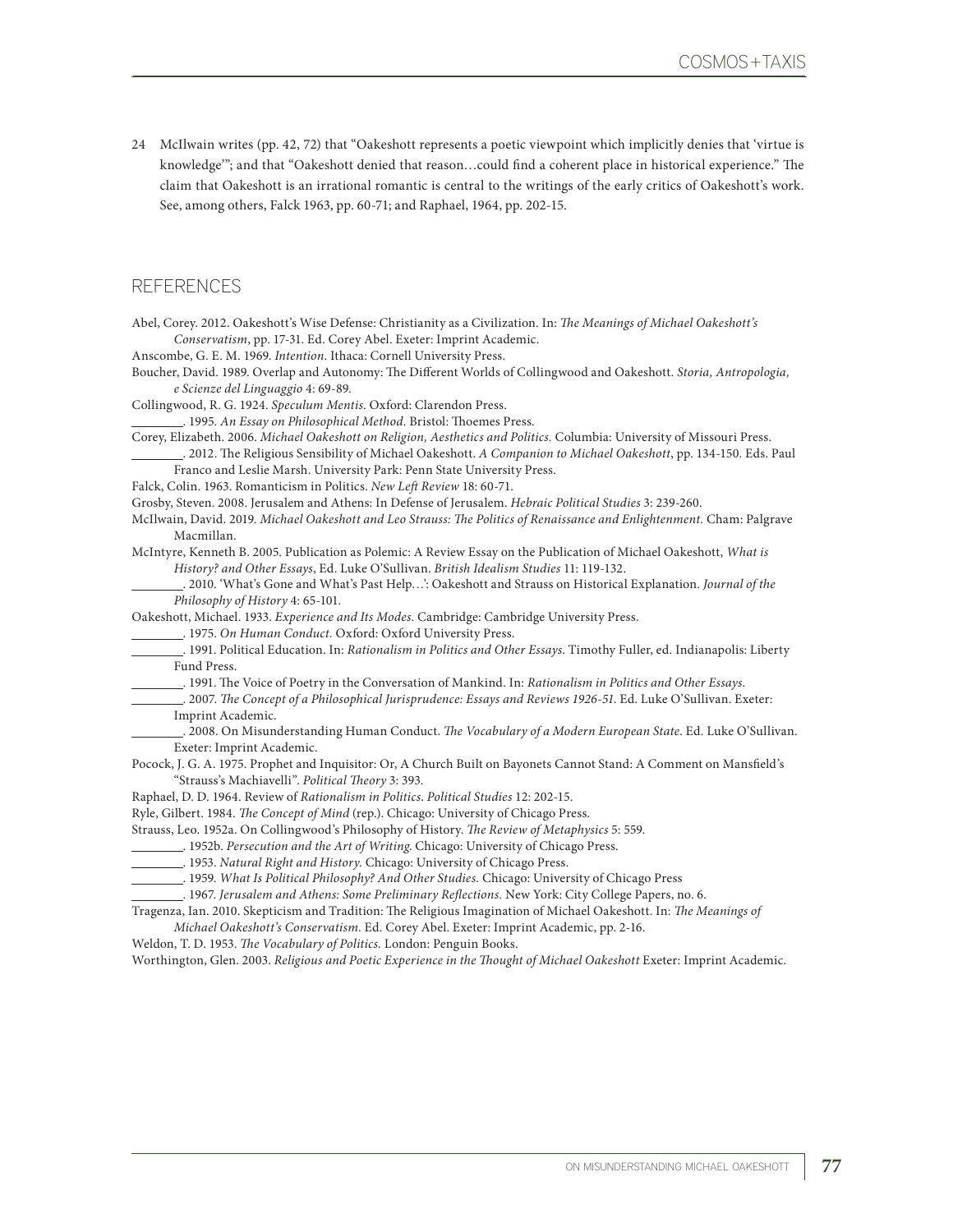24 McIlwain writes (pp. 42, 72) that "Oakeshott represents a poetic viewpoint which implicitly denies that 'virtue is knowledge'"; and that "Oakeshott denied that reason…could find a coherent place in historical experience." The claim that Oakeshott is an irrational romantic is central to the writings of the early critics of Oakeshott's work. See, among others, Falck 1963, pp. 60-71; and Raphael, 1964, pp. 202-15.

## REFERENCES

Abel, Corey. 2012. Oakeshott's Wise Defense: Christianity as a Civilization. In: *The Meanings of Michael Oakeshott's Conservatism*, pp. 17-31. Ed. Corey Abel. Exeter: Imprint Academic.

Anscombe, G. E. M. 1969. *Intention*. Ithaca: Cornell University Press.

Boucher, David. 1989. Overlap and Autonomy: The Different Worlds of Collingwood and Oakeshott. *Storia, Antropologia, e Scienze del Linguaggio* 4: 69-89.

Collingwood, R. G. 1924. *Speculum Mentis*. Oxford: Clarendon Press.

________. 1995. *An Essay on Philosophical Method*. Bristol: Thoemes Press.

Corey, Elizabeth. 2006. *Michael Oakeshott on Religion, Aesthetics and Politics.* Columbia: University of Missouri Press.

________. 2012. The Religious Sensibility of Michael Oakeshott. *A Companion to Michael Oakeshott*, pp. 134-150. Eds. Paul Franco and Leslie Marsh. University Park: Penn State University Press.

Falck, Colin. 1963. Romanticism in Politics. *New Left Review* 18: 60-71.

Grosby, Steven. 2008. Jerusalem and Athens: In Defense of Jerusalem. *Hebraic Political Studies* 3: 239-260.

McIlwain, David. 2019. *Michael Oakeshott and Leo Strauss: The Politics of Renaissance and Enlightenment.* Cham: Palgrave Macmillan.

McIntyre, Kenneth B. 2005. Publication as Polemic: A Review Essay on the Publication of Michael Oakeshott, *What is History? and Other Essays*, Ed. Luke O'Sullivan. *British Idealism Studies* 11: 119-132.

________. 2010. 'What's Gone and What's Past Help…': Oakeshott and Strauss on Historical Explanation. *Journal of the Philosophy of History* 4: 65-101.

Oakeshott, Michael. 1933. *Experience and Its Modes*. Cambridge: Cambridge University Press.

________. 1975. *On Human Conduct.* Oxford: Oxford University Press.

________. 1991. Political Education. In: *Rationalism in Politics and Other Essays*. Timothy Fuller, ed. Indianapolis: Liberty Fund Press.

________. 1991. The Voice of Poetry in the Conversation of Mankind. In: *Rationalism in Politics and Other Essays*.

________. 2007. *The Concept of a Philosophical Jurisprudence: Essays and Reviews 1926-51*. Ed. Luke O'Sullivan. Exeter: Imprint Academic.

________. 2008. On Misunderstanding Human Conduct. *The Vocabulary of a Modern European State*. Ed. Luke O'Sullivan. Exeter: Imprint Academic.

Pocock, J. G. A. 1975. Prophet and Inquisitor: Or, A Church Built on Bayonets Cannot Stand: A Comment on Mansfield's "Strauss's Machiavelli". *Political Theory* 3: 393.

Raphael, D. D. 1964. Review of *Rationalism in Politics*. *Political Studies* 12: 202-15.

Ryle, Gilbert. 1984. *The Concept of Mind* (rep.). Chicago: University of Chicago Press.

Strauss, Leo. 1952a. On Collingwood's Philosophy of History. *The Review of Metaphysics* 5: 559.

________. 1952b. *Persecution and the Art of Writing*. Chicago: University of Chicago Press.

________. 1953. *Natural Right and History.* Chicago: University of Chicago Press.

________. 1959. *What Is Political Philosophy? And Other Studies.* Chicago: University of Chicago Press

________. 1967. *Jerusalem and Athens: Some Preliminary Reflections.* New York: City College Papers, no. 6.

Tragenza, Ian. 2010. Skepticism and Tradition: The Religious Imagination of Michael Oakeshott. In: *The Meanings of Michael Oakeshott's Conservatism*. Ed. Corey Abel. Exeter: Imprint Academic, pp. 2-16.

Weldon, T. D. 1953. *The Vocabulary of Politics.* London: Penguin Books.

Worthington, Glen. 2003. *Religious and Poetic Experience in the Thought of Michael Oakeshott* Exeter: Imprint Academic.